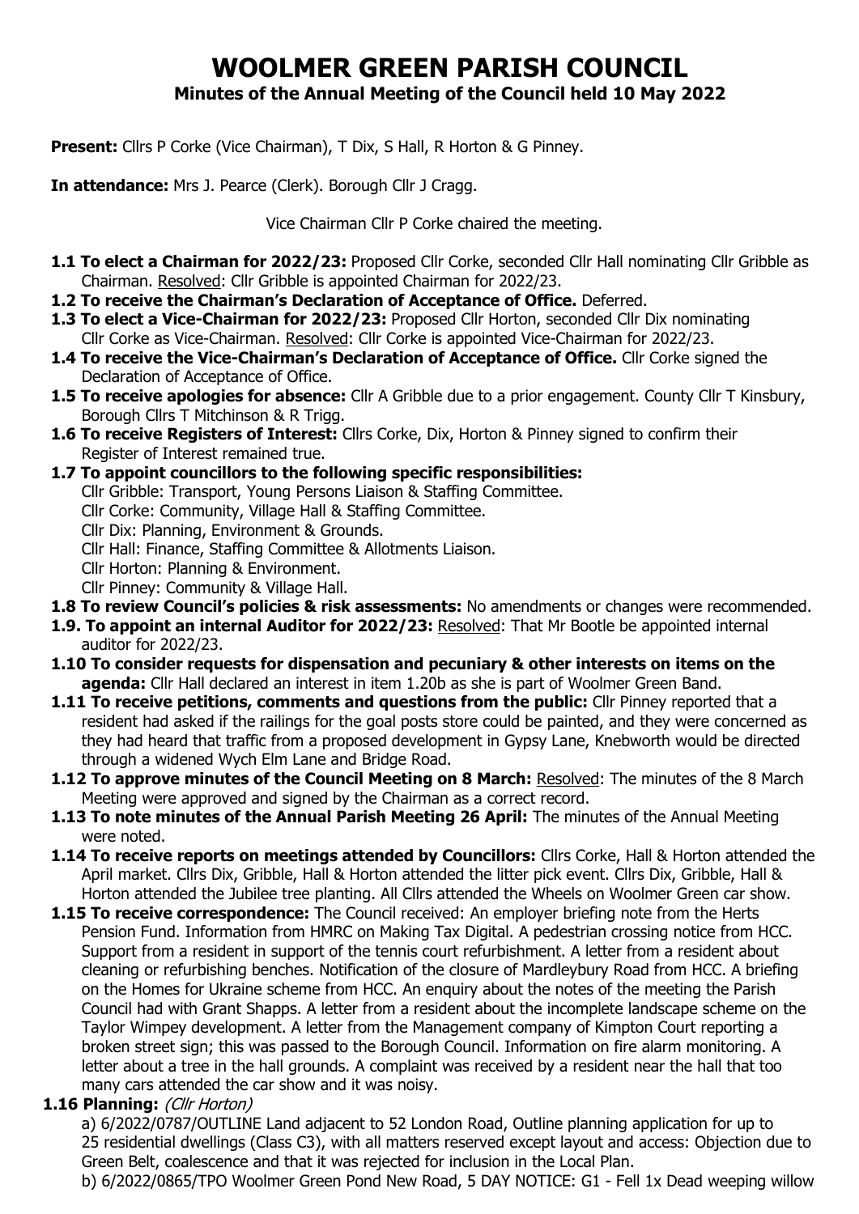# WOOLMER GREEN PARISH COUNCIL

## Minutes of the Annual Meeting of the Council held 10 May 2022

**Present:** Cllrs P Corke (Vice Chairman), T Dix, S Hall, R Horton & G Pinney.

**In attendance:** Mrs J. Pearce (Clerk). Borough Cllr J Cragg.

Vice Chairman Cllr P Corke chaired the meeting.

**1.1 To elect a Chairman for 2022/23:** Proposed Cllr Corke, seconded Cllr Hall nominating Cllr Gribble as Chairman. Resolved: Cllr Gribble is appointed Chairman for 2022/23.

**1.2 To receive the Chairman's Declaration of Acceptance of Office.** Deferred.

**1.3 To elect a Vice-Chairman for 2022/23:** Proposed Cllr Horton, seconded Cllr Dix nominating Cllr Corke as Vice-Chairman. Resolved: Cllr Corke is appointed Vice-Chairman for 2022/23.

**1.4 To receive the Vice-Chairman's Declaration of Acceptance of Office.** Cllr Corke signed the Declaration of Acceptance of Office.

**1.5 To receive apologies for absence:** Cllr A Gribble due to a prior engagement. County Cllr T Kinsbury, Borough Cllrs T Mitchinson & R Trigg.

**1.6 To receive Registers of Interest:** Cllrs Corke, Dix, Horton & Pinney signed to confirm their Register of Interest remained true.

**1.7 To appoint councillors to the following specific responsibilities:**

Cllr Gribble: Transport, Young Persons Liaison & Staffing Committee.
Cllr Corke: Community, Village Hall & Staffing Committee.
Cllr Dix: Planning, Environment & Grounds.
Cllr Hall: Finance, Staffing Committee & Allotments Liaison.
Cllr Horton: Planning & Environment.
Cllr Pinney: Community & Village Hall.

**1.8 To review Council's policies & risk assessments:** No amendments or changes were recommended.

**1.9. To appoint an internal Auditor for 2022/23:** Resolved: That Mr Bootle be appointed internal auditor for 2022/23.

**1.10 To consider requests for dispensation and pecuniary & other interests on items on the agenda:** Cllr Hall declared an interest in item 1.20b as she is part of Woolmer Green Band.

**1.11 To receive petitions, comments and questions from the public:** Cllr Pinney reported that a resident had asked if the railings for the goal posts store could be painted, and they were concerned as they had heard that traffic from a proposed development in Gypsy Lane, Knebworth would be directed through a widened Wych Elm Lane and Bridge Road.

**1.12 To approve minutes of the Council Meeting on 8 March:** Resolved: The minutes of the 8 March Meeting were approved and signed by the Chairman as a correct record.

**1.13 To note minutes of the Annual Parish Meeting 26 April:** The minutes of the Annual Meeting were noted.

**1.14 To receive reports on meetings attended by Councillors:** Cllrs Corke, Hall & Horton attended the April market. Cllrs Dix, Gribble, Hall & Horton attended the litter pick event. Cllrs Dix, Gribble, Hall & Horton attended the Jubilee tree planting. All Cllrs attended the Wheels on Woolmer Green car show.

**1.15 To receive correspondence:** The Council received: An employer briefing note from the Herts Pension Fund. Information from HMRC on Making Tax Digital. A pedestrian crossing notice from HCC. Support from a resident in support of the tennis court refurbishment. A letter from a resident about cleaning or refurbishing benches. Notification of the closure of Mardleybury Road from HCC. A briefing on the Homes for Ukraine scheme from HCC. An enquiry about the notes of the meeting the Parish Council had with Grant Shapps. A letter from a resident about the incomplete landscape scheme on the Taylor Wimpey development. A letter from the Management company of Kimpton Court reporting a broken street sign; this was passed to the Borough Council. Information on fire alarm monitoring. A letter about a tree in the hall grounds. A complaint was received by a resident near the hall that too many cars attended the car show and it was noisy.

**1.16 Planning:** *(Cllr Horton)*

a) 6/2022/0787/OUTLINE Land adjacent to 52 London Road, Outline planning application for up to 25 residential dwellings (Class C3), with all matters reserved except layout and access: Objection due to Green Belt, coalescence and that it was rejected for inclusion in the Local Plan.

b) 6/2022/0865/TPO Woolmer Green Pond New Road, 5 DAY NOTICE: G1 - Fell 1x Dead weeping willow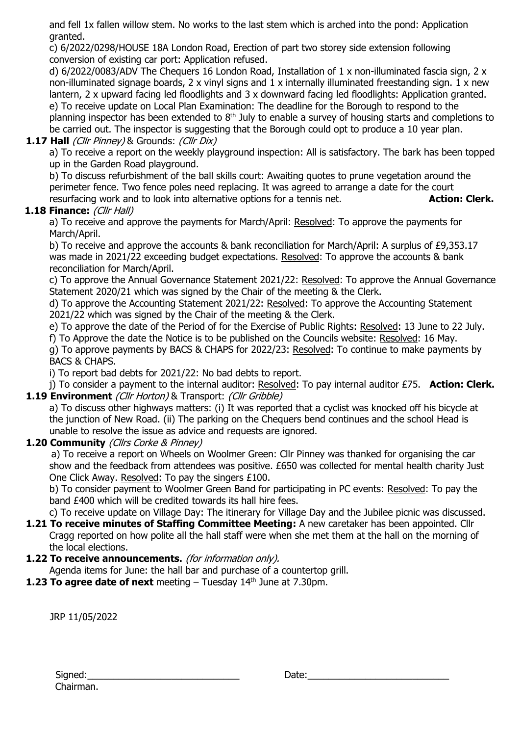and fell 1x fallen willow stem. No works to the last stem which is arched into the pond: Application granted.

c) 6/2022/0298/HOUSE 18A London Road, Erection of part two storey side extension following conversion of existing car port: Application refused.

d) 6/2022/0083/ADV The Chequers 16 London Road, Installation of 1 x non-illuminated fascia sign, 2 x non-illuminated signage boards, 2 x vinyl signs and 1 x internally illuminated freestanding sign. 1 x new lantern, 2 x upward facing led floodlights and 3 x downward facing led floodlights: Application granted.

e) To receive update on Local Plan Examination: The deadline for the Borough to respond to the planning inspector has been extended to 8th July to enable a survey of housing starts and completions to be carried out. The inspector is suggesting that the Borough could opt to produce a 10 year plan.

**1.17 Hall** *(Cllr Pinney)* & Grounds: *(Cllr Dix)*

a) To receive a report on the weekly playground inspection: All is satisfactory. The bark has been topped up in the Garden Road playground.

b) To discuss refurbishment of the ball skills court: Awaiting quotes to prune vegetation around the perimeter fence. Two fence poles need replacing. It was agreed to arrange a date for the court resurfacing work and to look into alternative options for a tennis net. **Action: Clerk.**

**1.18 Finance:** *(Cllr Hall)*

a) To receive and approve the payments for March/April: Resolved: To approve the payments for March/April.

b) To receive and approve the accounts & bank reconciliation for March/April: A surplus of £9,353.17 was made in 2021/22 exceeding budget expectations. Resolved: To approve the accounts & bank reconciliation for March/April.

c) To approve the Annual Governance Statement 2021/22: Resolved: To approve the Annual Governance Statement 2020/21 which was signed by the Chair of the meeting & the Clerk.

d) To approve the Accounting Statement 2021/22: Resolved: To approve the Accounting Statement 2021/22 which was signed by the Chair of the meeting & the Clerk.

e) To approve the date of the Period of for the Exercise of Public Rights: Resolved: 13 June to 22 July.

f) To Approve the date the Notice is to be published on the Councils website: Resolved: 16 May.

g) To approve payments by BACS & CHAPS for 2022/23: Resolved: To continue to make payments by BACS & CHAPS.

i) To report bad debts for 2021/22: No bad debts to report.

j) To consider a payment to the internal auditor: Resolved: To pay internal auditor £75. **Action: Clerk.**

**1.19 Environment** *(Cllr Horton)* & Transport: *(Cllr Gribble)*

a) To discuss other highways matters: (i) It was reported that a cyclist was knocked off his bicycle at the junction of New Road. (ii) The parking on the Chequers bend continues and the school Head is unable to resolve the issue as advice and requests are ignored.

**1.20 Community** *(Cllrs Corke & Pinney)*

a) To receive a report on Wheels on Woolmer Green: Cllr Pinney was thanked for organising the car show and the feedback from attendees was positive. £650 was collected for mental health charity Just One Click Away. Resolved: To pay the singers £100.

b) To consider payment to Woolmer Green Band for participating in PC events: Resolved: To pay the band £400 which will be credited towards its hall hire fees.

c) To receive update on Village Day: The itinerary for Village Day and the Jubilee picnic was discussed.

**1.21 To receive minutes of Staffing Committee Meeting:** A new caretaker has been appointed. Cllr Cragg reported on how polite all the hall staff were when she met them at the hall on the morning of the local elections.

**1.22 To receive announcements.** *(for information only).*

Agenda items for June: the hall bar and purchase of a countertop grill.

**1.23 To agree date of next** meeting – Tuesday 14th June at 7.30pm.

JRP 11/05/2022

Signed:_____________________________ Date:___________________________

Chairman.